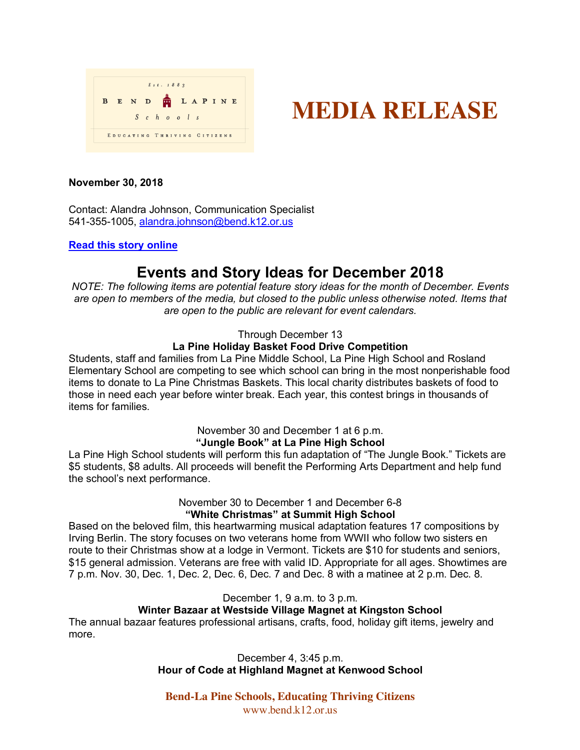Est. 1883

BEND LAPINE Schools

EDUCATING THRIVING CITIZENS

# MEDIA RELEASE

**November 30, 2018**

Contact: Alandra Johnson, Communication Specialist
541-355-1005, alandra.johnson@bend.k12.or.us

**Read this story online**

## Events and Story Ideas for December 2018

*NOTE: The following items are potential feature story ideas for the month of December. Events are open to members of the media, but closed to the public unless otherwise noted. Items that are open to the public are relevant for event calendars.*

Through December 13
**La Pine Holiday Basket Food Drive Competition**

Students, staff and families from La Pine Middle School, La Pine High School and Rosland Elementary School are competing to see which school can bring in the most nonperishable food items to donate to La Pine Christmas Baskets. This local charity distributes baskets of food to those in need each year before winter break. Each year, this contest brings in thousands of items for families.

November 30 and December 1 at 6 p.m.
**"Jungle Book" at La Pine High School**

La Pine High School students will perform this fun adaptation of "The Jungle Book." Tickets are $5 students, $8 adults. All proceeds will benefit the Performing Arts Department and help fund the school's next performance.

November 30 to December 1 and December 6-8
**"White Christmas" at Summit High School**

Based on the beloved film, this heartwarming musical adaptation features 17 compositions by Irving Berlin. The story focuses on two veterans home from WWII who follow two sisters en route to their Christmas show at a lodge in Vermont. Tickets are $10 for students and seniors, $15 general admission. Veterans are free with valid ID. Appropriate for all ages. Showtimes are 7 p.m. Nov. 30, Dec. 1, Dec. 2, Dec. 6, Dec. 7 and Dec. 8 with a matinee at 2 p.m. Dec. 8.

December 1, 9 a.m. to 3 p.m.
**Winter Bazaar at Westside Village Magnet at Kingston School**

The annual bazaar features professional artisans, crafts, food, holiday gift items, jewelry and more.

December 4, 3:45 p.m.
**Hour of Code at Highland Magnet at Kenwood School**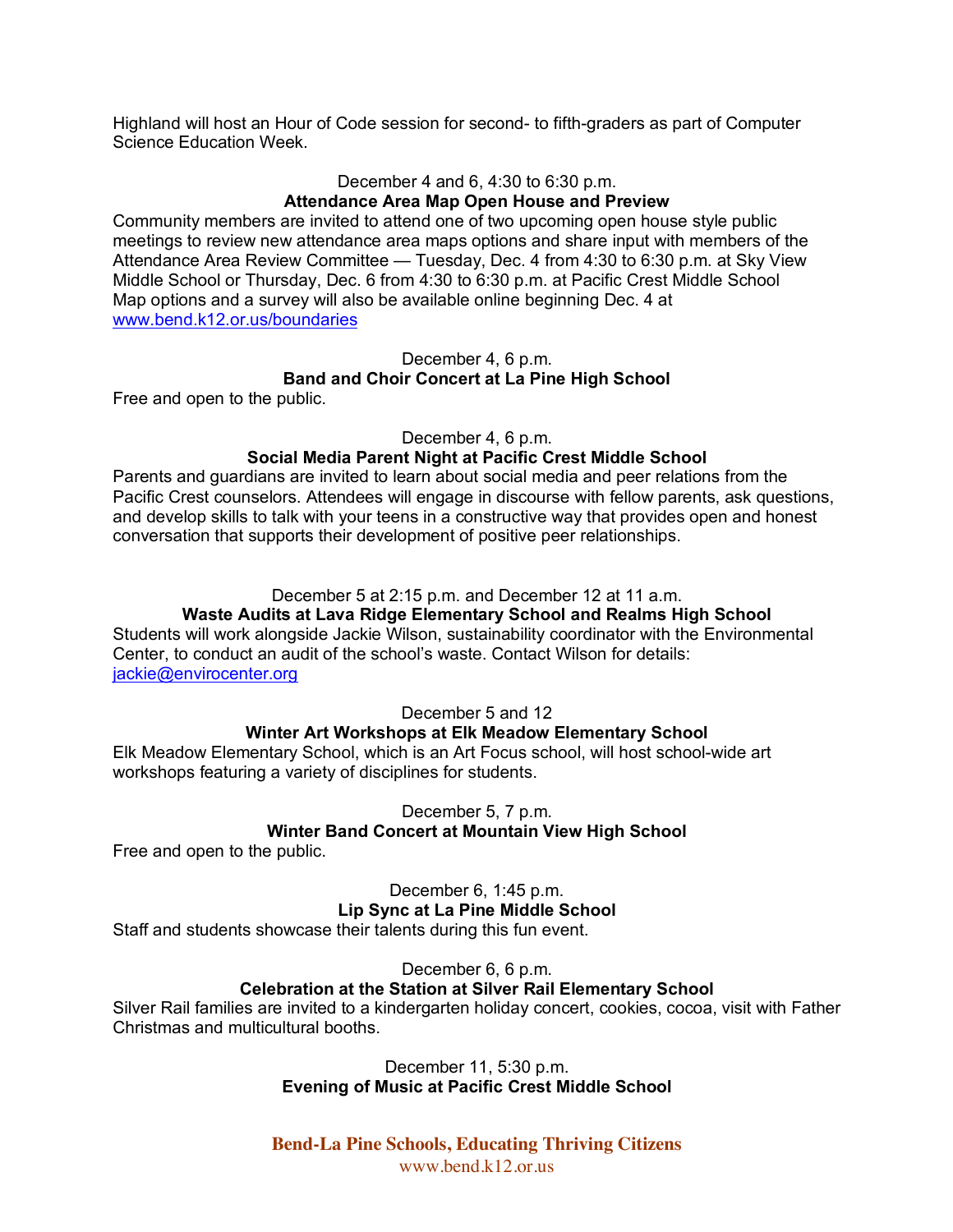Highland will host an Hour of Code session for second- to fifth-graders as part of Computer Science Education Week.

December 4 and 6, 4:30 to 6:30 p.m.

**Attendance Area Map Open House and Preview**

Community members are invited to attend one of two upcoming open house style public meetings to review new attendance area maps options and share input with members of the Attendance Area Review Committee — Tuesday, Dec. 4 from 4:30 to 6:30 p.m. at Sky View Middle School or Thursday, Dec. 6 from 4:30 to 6:30 p.m. at Pacific Crest Middle School Map options and a survey will also be available online beginning Dec. 4 at [www.bend.k12.or.us/boundaries](www.bend.k12.or.us/boundaries)

December 4, 6 p.m.

**Band and Choir Concert at La Pine High School**

Free and open to the public.

December 4, 6 p.m.

**Social Media Parent Night at Pacific Crest Middle School**

Parents and guardians are invited to learn about social media and peer relations from the Pacific Crest counselors. Attendees will engage in discourse with fellow parents, ask questions, and develop skills to talk with your teens in a constructive way that provides open and honest conversation that supports their development of positive peer relationships.

December 5 at 2:15 p.m. and December 12 at 11 a.m.

**Waste Audits at Lava Ridge Elementary School and Realms High School**

Students will work alongside Jackie Wilson, sustainability coordinator with the Environmental Center, to conduct an audit of the school's waste. Contact Wilson for details: [jackie@envirocenter.org](mailto:jackie@envirocenter.org)

December 5 and 12

**Winter Art Workshops at Elk Meadow Elementary School**

Elk Meadow Elementary School, which is an Art Focus school, will host school-wide art workshops featuring a variety of disciplines for students.

December 5, 7 p.m.

**Winter Band Concert at Mountain View High School**

Free and open to the public.

December 6, 1:45 p.m.

**Lip Sync at La Pine Middle School**

Staff and students showcase their talents during this fun event.

December 6, 6 p.m.

**Celebration at the Station at Silver Rail Elementary School**

Silver Rail families are invited to a kindergarten holiday concert, cookies, cocoa, visit with Father Christmas and multicultural booths.

December 11, 5:30 p.m.

**Evening of Music at Pacific Crest Middle School**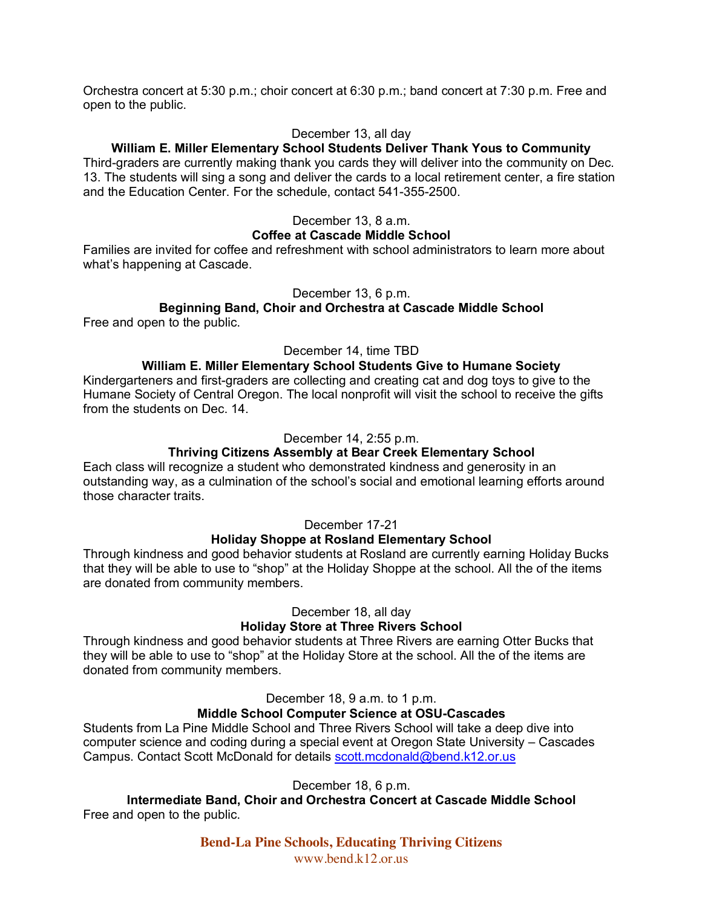Orchestra concert at 5:30 p.m.; choir concert at 6:30 p.m.; band concert at 7:30 p.m. Free and open to the public.

December 13, all day

**William E. Miller Elementary School Students Deliver Thank Yous to Community**

Third-graders are currently making thank you cards they will deliver into the community on Dec. 13. The students will sing a song and deliver the cards to a local retirement center, a fire station and the Education Center. For the schedule, contact 541-355-2500.

December 13, 8 a.m.

**Coffee at Cascade Middle School**

Families are invited for coffee and refreshment with school administrators to learn more about what's happening at Cascade.

December 13, 6 p.m.

**Beginning Band, Choir and Orchestra at Cascade Middle School**

Free and open to the public.

December 14, time TBD

**William E. Miller Elementary School Students Give to Humane Society**

Kindergarteners and first-graders are collecting and creating cat and dog toys to give to the Humane Society of Central Oregon. The local nonprofit will visit the school to receive the gifts from the students on Dec. 14.

December 14, 2:55 p.m.

**Thriving Citizens Assembly at Bear Creek Elementary School**

Each class will recognize a student who demonstrated kindness and generosity in an outstanding way, as a culmination of the school's social and emotional learning efforts around those character traits.

December 17-21

**Holiday Shoppe at Rosland Elementary School**

Through kindness and good behavior students at Rosland are currently earning Holiday Bucks that they will be able to use to "shop" at the Holiday Shoppe at the school. All the of the items are donated from community members.

December 18, all day

**Holiday Store at Three Rivers School**

Through kindness and good behavior students at Three Rivers are earning Otter Bucks that they will be able to use to "shop" at the Holiday Store at the school. All the of the items are donated from community members.

December 18, 9 a.m. to 1 p.m.

**Middle School Computer Science at OSU-Cascades**

Students from La Pine Middle School and Three Rivers School will take a deep dive into computer science and coding during a special event at Oregon State University – Cascades Campus. Contact Scott McDonald for details scott.mcdonald@bend.k12.or.us

December 18, 6 p.m.

**Intermediate Band, Choir and Orchestra Concert at Cascade Middle School**

Free and open to the public.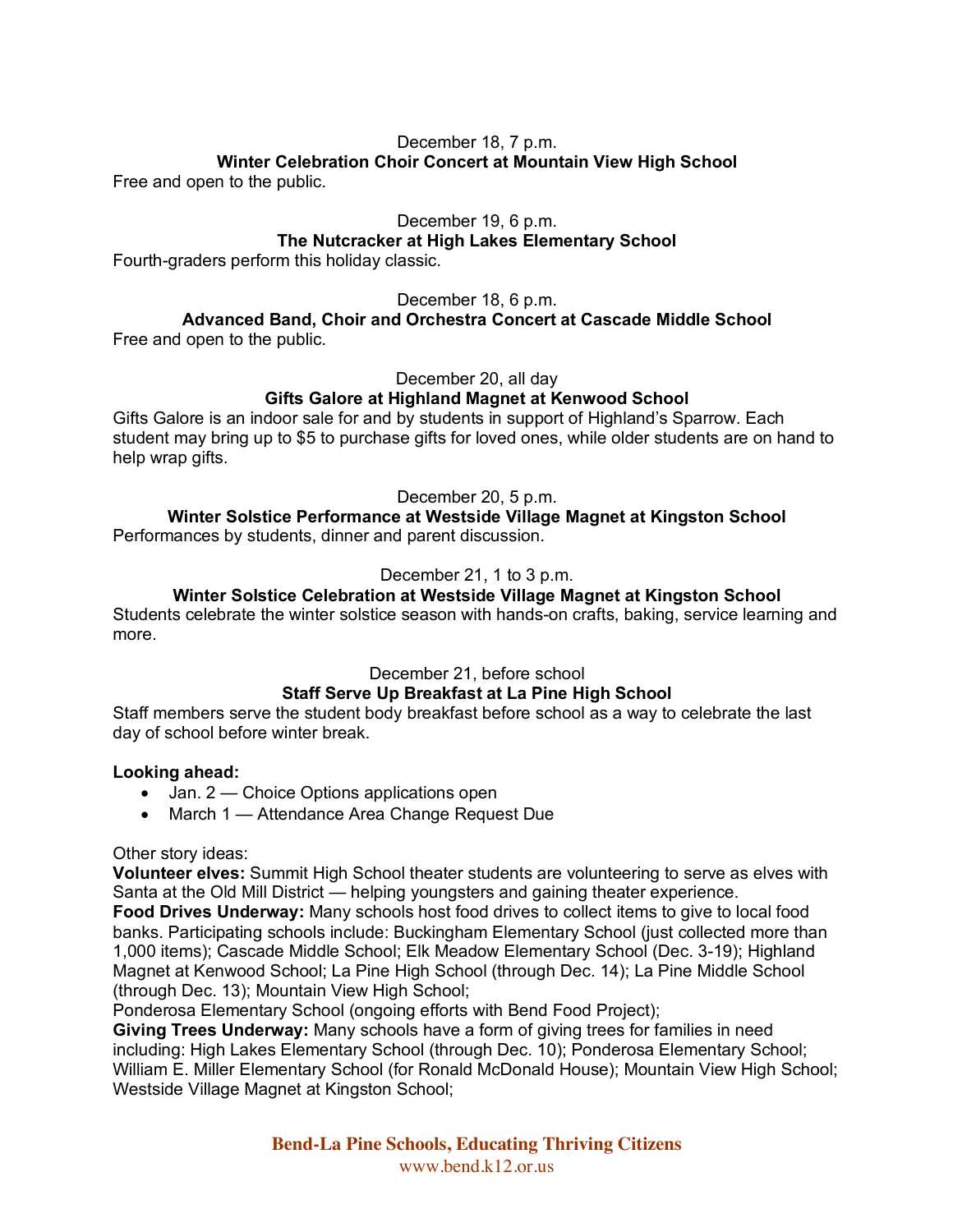December 18, 7 p.m.
**Winter Celebration Choir Concert at Mountain View High School**
Free and open to the public.

December 19, 6 p.m.
**The Nutcracker at High Lakes Elementary School**
Fourth-graders perform this holiday classic.

December 18, 6 p.m.
**Advanced Band, Choir and Orchestra Concert at Cascade Middle School**
Free and open to the public.

December 20, all day
**Gifts Galore at Highland Magnet at Kenwood School**
Gifts Galore is an indoor sale for and by students in support of Highland's Sparrow. Each student may bring up to $5 to purchase gifts for loved ones, while older students are on hand to help wrap gifts.

December 20, 5 p.m.
**Winter Solstice Performance at Westside Village Magnet at Kingston School**
Performances by students, dinner and parent discussion.

December 21, 1 to 3 p.m.
**Winter Solstice Celebration at Westside Village Magnet at Kingston School**
Students celebrate the winter solstice season with hands-on crafts, baking, service learning and more.

December 21, before school
**Staff Serve Up Breakfast at La Pine High School**
Staff members serve the student body breakfast before school as a way to celebrate the last day of school before winter break.

**Looking ahead:**

- Jan. 2 — Choice Options applications open
- March 1 — Attendance Area Change Request Due

Other story ideas:
**Volunteer elves:** Summit High School theater students are volunteering to serve as elves with Santa at the Old Mill District — helping youngsters and gaining theater experience.
**Food Drives Underway:** Many schools host food drives to collect items to give to local food banks. Participating schools include: Buckingham Elementary School (just collected more than 1,000 items); Cascade Middle School; Elk Meadow Elementary School (Dec. 3-19); Highland Magnet at Kenwood School; La Pine High School (through Dec. 14); La Pine Middle School (through Dec. 13); Mountain View High School;
Ponderosa Elementary School (ongoing efforts with Bend Food Project);
**Giving Trees Underway:** Many schools have a form of giving trees for families in need including: High Lakes Elementary School (through Dec. 10); Ponderosa Elementary School; William E. Miller Elementary School (for Ronald McDonald House); Mountain View High School; Westside Village Magnet at Kingston School;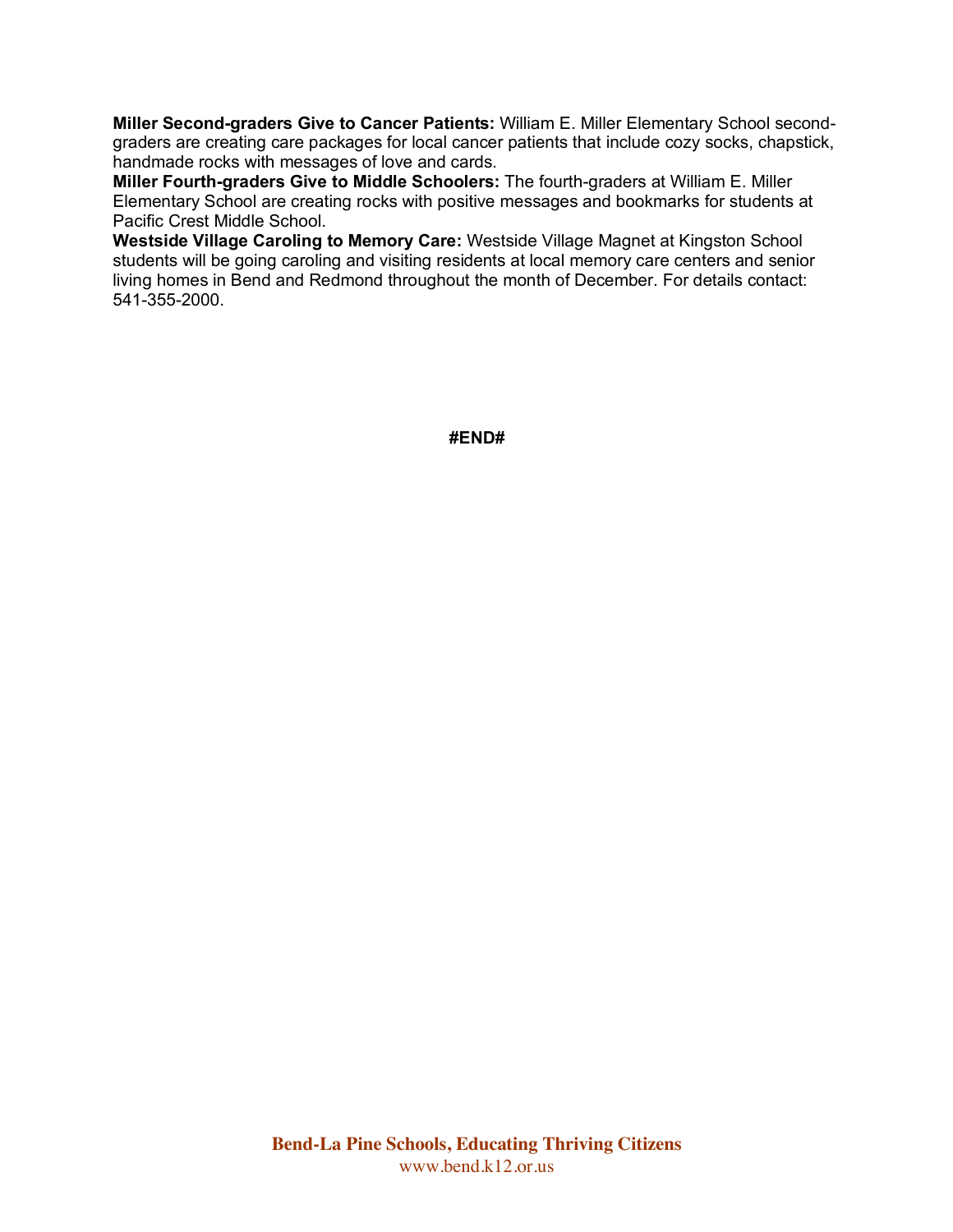**Miller Second-graders Give to Cancer Patients:** William E. Miller Elementary School second-graders are creating care packages for local cancer patients that include cozy socks, chapstick, handmade rocks with messages of love and cards.

**Miller Fourth-graders Give to Middle Schoolers:** The fourth-graders at William E. Miller Elementary School are creating rocks with positive messages and bookmarks for students at Pacific Crest Middle School.

**Westside Village Caroling to Memory Care:** Westside Village Magnet at Kingston School students will be going caroling and visiting residents at local memory care centers and senior living homes in Bend and Redmond throughout the month of December. For details contact: 541-355-2000.

**#END#**

**Bend-La Pine Schools, Educating Thriving Citizens**
www.bend.k12.or.us